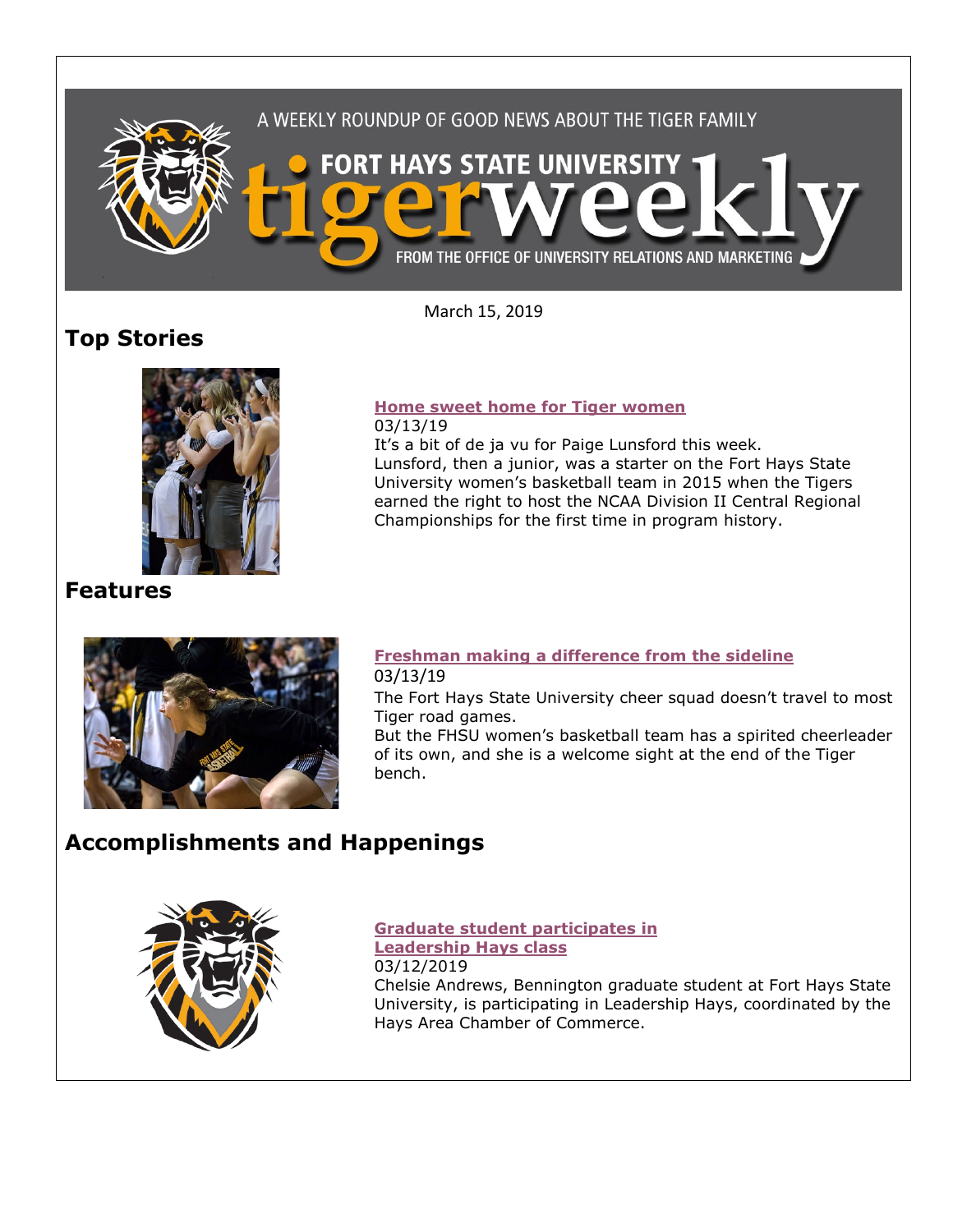A WEEKLY ROUNDUP OF GOOD NEWS ABOUT THE TIGER FAMILY

FORT HAYS STATE UNIVERSITY

# tigerweekly

FROM THE OFFICE OF UNIVERSITY RELATIONS AND MARKETING

March 15, 2019

## Top Stories

**Home sweet home for Tiger women**

03/13/19

It's a bit of de ja vu for Paige Lunsford this week.
Lunsford, then a junior, was a starter on the Fort Hays State University women's basketball team in 2015 when the Tigers earned the right to host the NCAA Division II Central Regional Championships for the first time in program history.

## Features

**Freshman making a difference from the sideline**

03/13/19

The Fort Hays State University cheer squad doesn't travel to most Tiger road games.
But the FHSU women's basketball team has a spirited cheerleader of its own, and she is a welcome sight at the end of the Tiger bench.

## Accomplishments and Happenings

**Graduate student participates in Leadership Hays class**

03/12/2019

Chelsie Andrews, Bennington graduate student at Fort Hays State University, is participating in Leadership Hays, coordinated by the Hays Area Chamber of Commerce.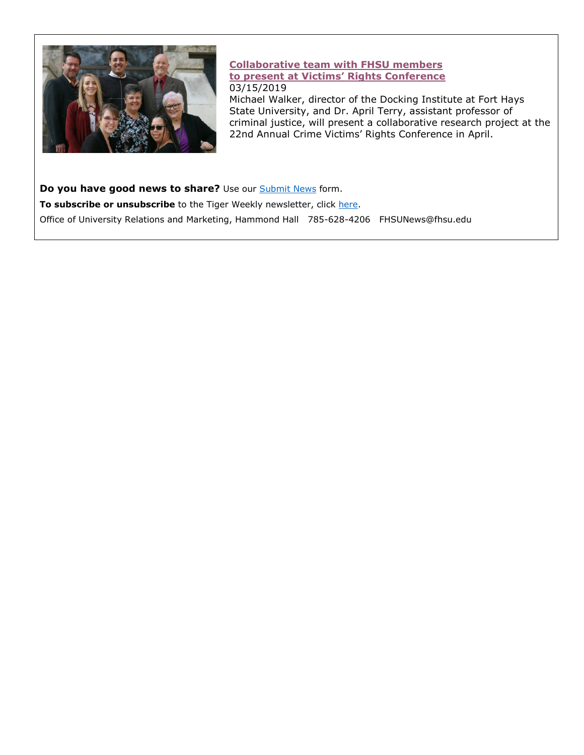**[Collaborative team with FHSU members to present at Victims' Rights Conference]()**

03/15/2019

Michael Walker, director of the Docking Institute at Fort Hays State University, and Dr. April Terry, assistant professor of criminal justice, will present a collaborative research project at the 22nd Annual Crime Victims' Rights Conference in April.

**Do you have good news to share?** Use our Submit News form.

**To subscribe or unsubscribe** to the Tiger Weekly newsletter, click here.

Office of University Relations and Marketing, Hammond Hall 785-628-4206 FHSUNews@fhsu.edu